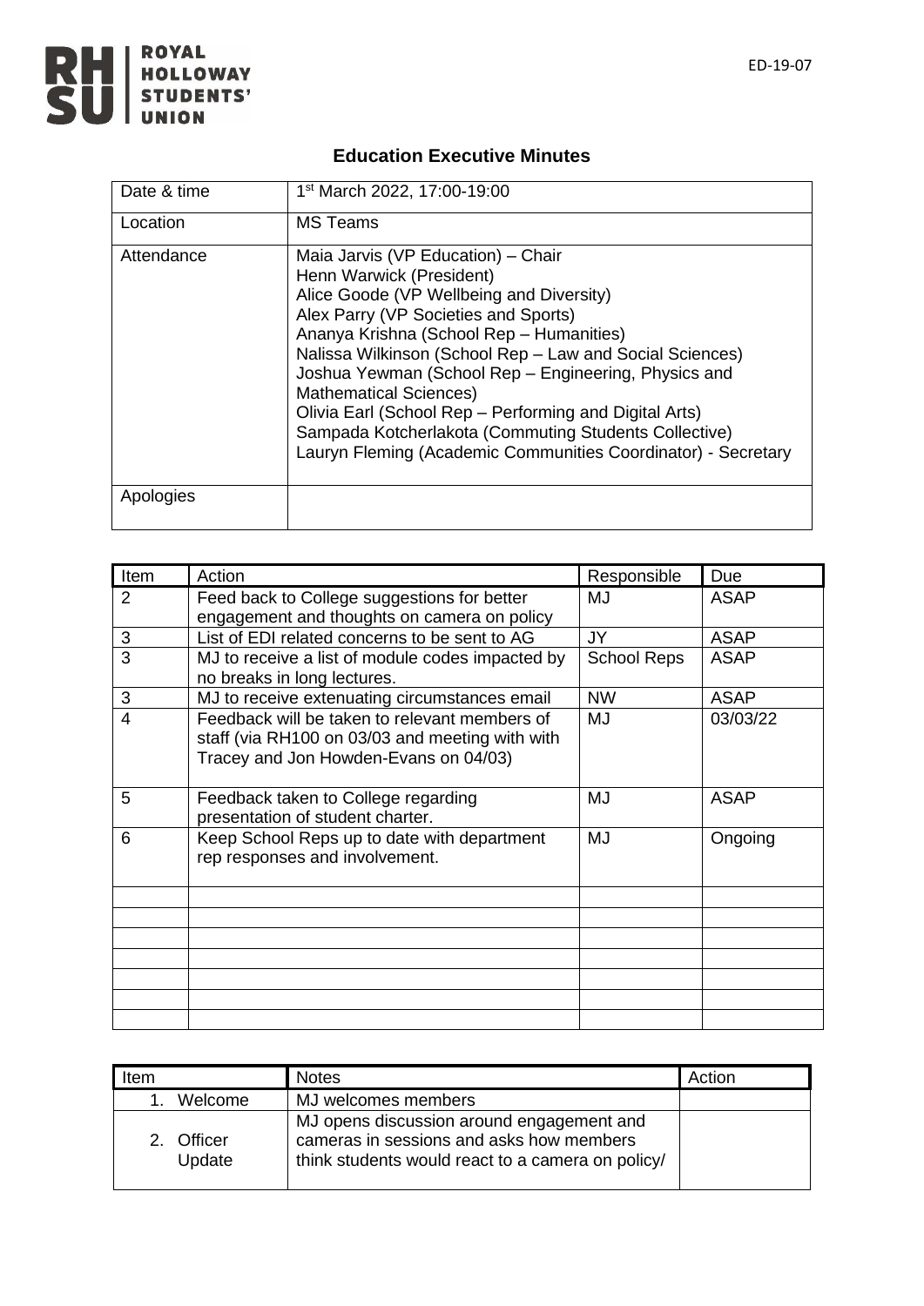ED-19-07

# Education Executive Minutes

| Date & time | 1st March 2022, 17:00-19:00 |
|---|---|
| Location | MS Teams |
| Attendance | Maia Jarvis (VP Education) – Chair<br>Henn Warwick (President)<br>Alice Goode (VP Wellbeing and Diversity)<br>Alex Parry (VP Societies and Sports)<br>Ananya Krishna (School Rep – Humanities)<br>Nalissa Wilkinson (School Rep – Law and Social Sciences)<br>Joshua Yewman (School Rep – Engineering, Physics and Mathematical Sciences)<br>Olivia Earl (School Rep – Performing and Digital Arts)<br>Sampada Kotcherlakota (Commuting Students Collective)<br>Lauryn Fleming (Academic Communities Coordinator) - Secretary |
| Apologies | |

| Item | Action | Responsible | Due |
|---|---|---|---|
| 2 | Feed back to College suggestions for better engagement and thoughts on camera on policy | MJ | ASAP |
| 3 | List of EDI related concerns to be sent to AG | JY | ASAP |
| 3 | MJ to receive a list of module codes impacted by no breaks in long lectures. | School Reps | ASAP |
| 3 | MJ to receive extenuating circumstances email | NW | ASAP |
| 4 | Feedback will be taken to relevant members of staff (via RH100 on 03/03 and meeting with with Tracey and Jon Howden-Evans on 04/03) | MJ | 03/03/22 |
| 5 | Feedback taken to College regarding presentation of student charter. | MJ | ASAP |
| 6 | Keep School Reps up to date with department rep responses and involvement. | MJ | Ongoing |
| | | | |
| | | | |
| | | | |
| | | | |
| | | | |
| | | | |
| | | | |

| Item | Notes | Action |
|---|---|---|
| 1. Welcome | MJ welcomes members | |
| 2. Officer Update | MJ opens discussion around engagement and cameras in sessions and asks how members think students would react to a camera on policy/ | |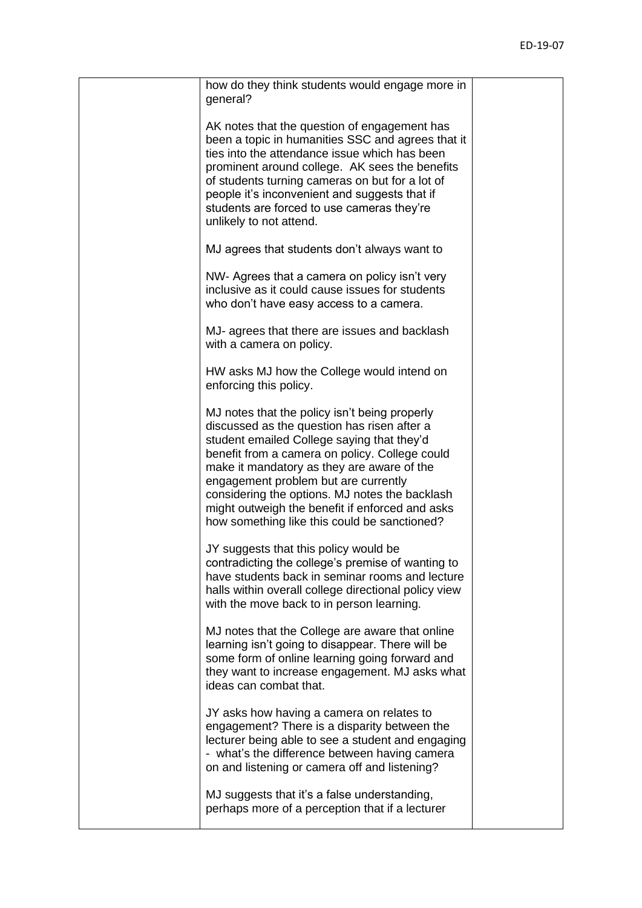| | | |
|---|---|---|
| | how do they think students would engage more in general?<br><br>AK notes that the question of engagement has been a topic in humanities SSC and agrees that it ties into the attendance issue which has been prominent around college. AK sees the benefits of students turning cameras on but for a lot of people it's inconvenient and suggests that if students are forced to use cameras they're unlikely to not attend.<br><br>MJ agrees that students don't always want to<br><br>NW- Agrees that a camera on policy isn't very inclusive as it could cause issues for students who don't have easy access to a camera.<br><br>MJ- agrees that there are issues and backlash with a camera on policy.<br><br>HW asks MJ how the College would intend on enforcing this policy.<br><br>MJ notes that the policy isn't being properly discussed as the question has risen after a student emailed College saying that they'd benefit from a camera on policy. College could make it mandatory as they are aware of the engagement problem but are currently considering the options. MJ notes the backlash might outweigh the benefit if enforced and asks how something like this could be sanctioned?<br><br>JY suggests that this policy would be contradicting the college's premise of wanting to have students back in seminar rooms and lecture halls within overall college directional policy view with the move back to in person learning.<br><br>MJ notes that the College are aware that online learning isn't going to disappear. There will be some form of online learning going forward and they want to increase engagement. MJ asks what ideas can combat that.<br><br>JY asks how having a camera on relates to engagement? There is a disparity between the lecturer being able to see a student and engaging - what's the difference between having camera on and listening or camera off and listening?<br><br>MJ suggests that it's a false understanding, perhaps more of a perception that if a lecturer | |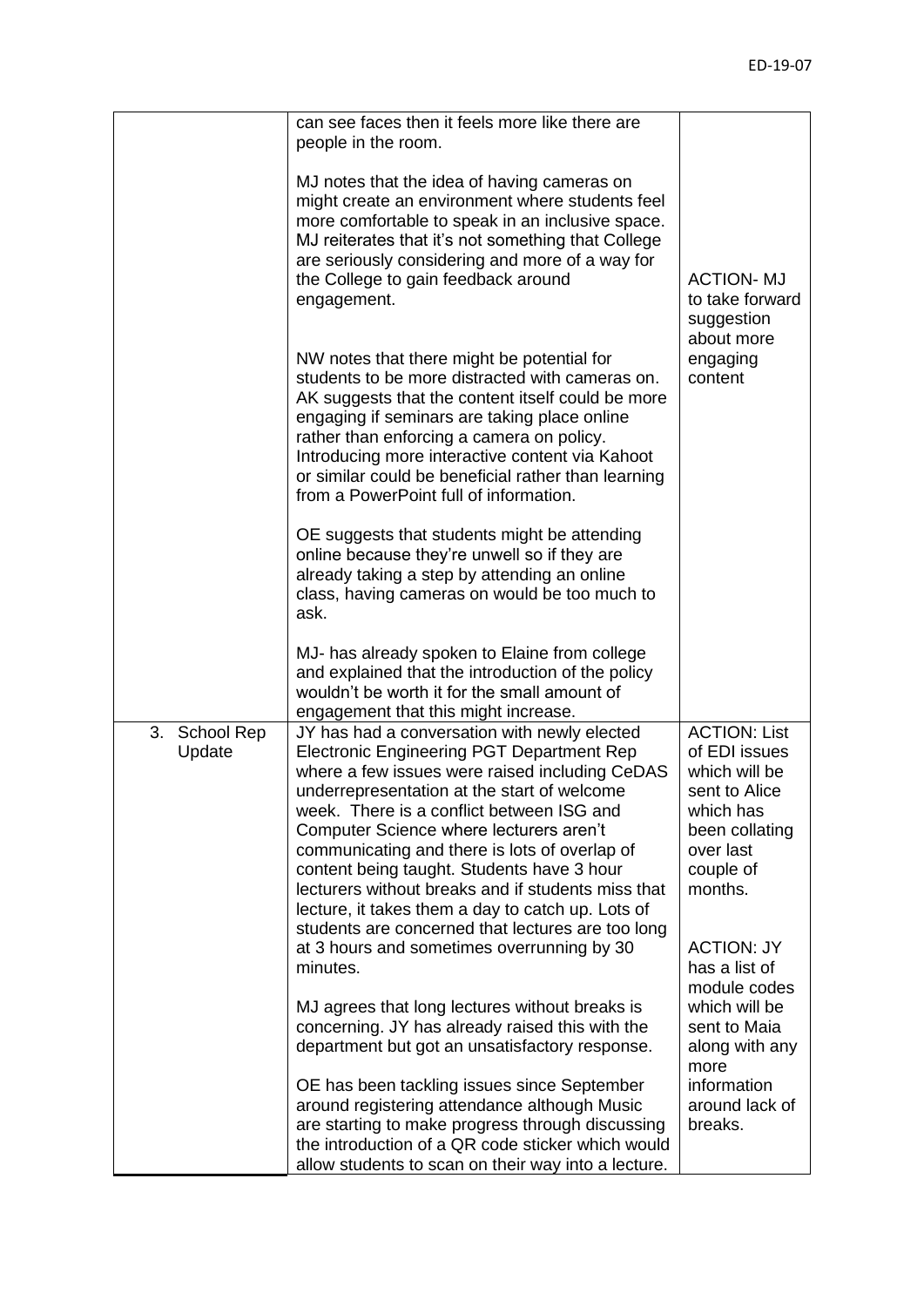| | | |
|---|---|---|
| | can see faces then it feels more like there are people in the room.<br><br>MJ notes that the idea of having cameras on might create an environment where students feel more comfortable to speak in an inclusive space. MJ reiterates that it's not something that College are seriously considering and more of a way for the College to gain feedback around engagement.<br><br>NW notes that there might be potential for students to be more distracted with cameras on. AK suggests that the content itself could be more engaging if seminars are taking place online rather than enforcing a camera on policy. Introducing more interactive content via Kahoot or similar could be beneficial rather than learning from a PowerPoint full of information.<br><br>OE suggests that students might be attending online because they're unwell so if they are already taking a step by attending an online class, having cameras on would be too much to ask.<br><br>MJ- has already spoken to Elaine from college and explained that the introduction of the policy wouldn't be worth it for the small amount of engagement that this might increase. | ACTION- MJ to take forward suggestion about more engaging content |
| 3. School Rep Update | JY has had a conversation with newly elected Electronic Engineering PGT Department Rep where a few issues were raised including CeDAS underrepresentation at the start of welcome week. There is a conflict between ISG and Computer Science where lecturers aren't communicating and there is lots of overlap of content being taught. Students have 3 hour lecturers without breaks and if students miss that lecture, it takes them a day to catch up. Lots of students are concerned that lectures are too long at 3 hours and sometimes overrunning by 30 minutes.<br><br>MJ agrees that long lectures without breaks is concerning. JY has already raised this with the department but got an unsatisfactory response.<br><br>OE has been tackling issues since September around registering attendance although Music are starting to make progress through discussing the introduction of a QR code sticker which would allow students to scan on their way into a lecture. | ACTION: List of EDI issues which will be sent to Alice which has been collating over last couple of months.<br><br>ACTION: JY has a list of module codes which will be sent to Maia along with any more information around lack of breaks. |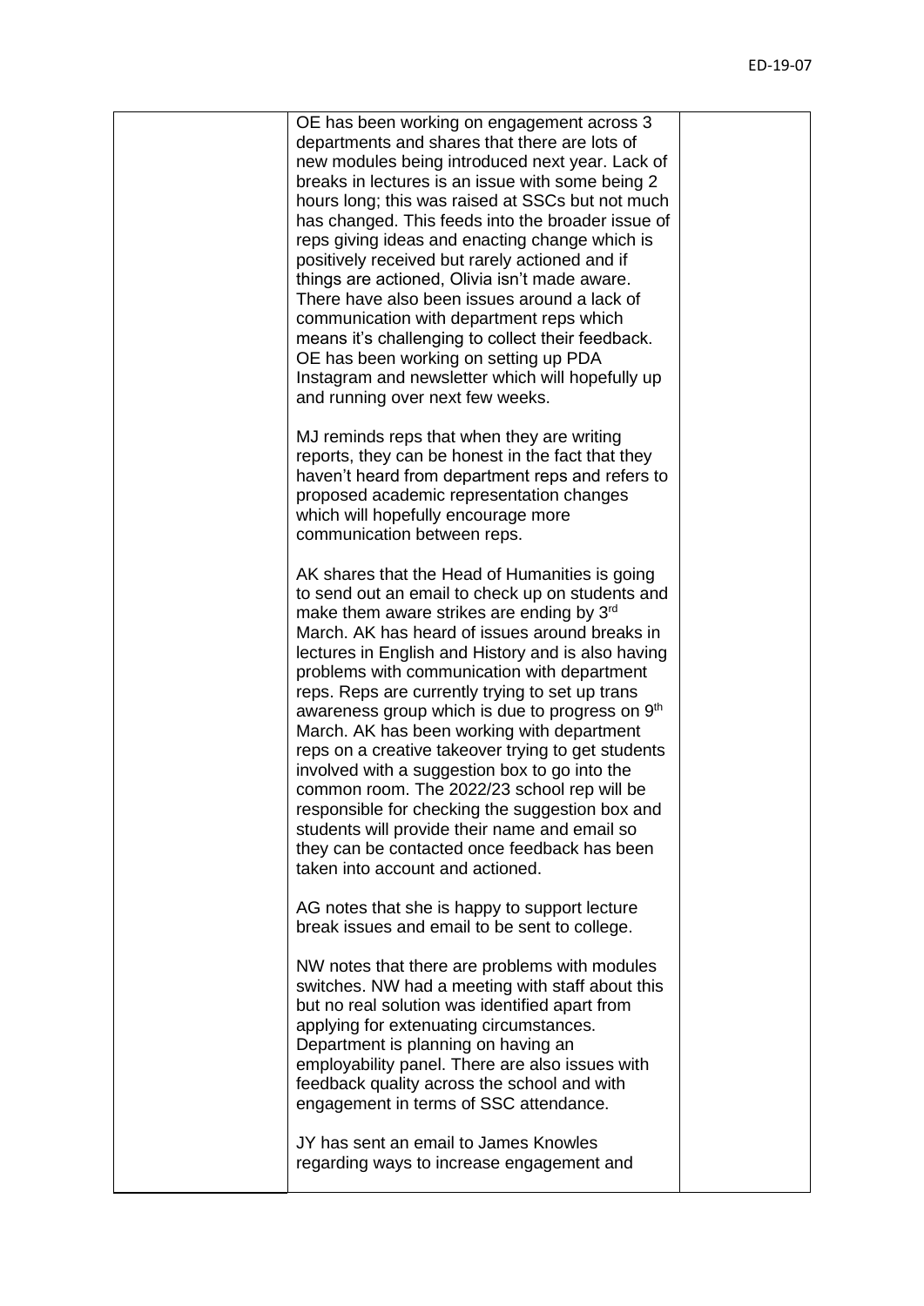| | | |
|---|---|---|
| | OE has been working on engagement across 3 departments and shares that there are lots of new modules being introduced next year. Lack of breaks in lectures is an issue with some being 2 hours long; this was raised at SSCs but not much has changed. This feeds into the broader issue of reps giving ideas and enacting change which is positively received but rarely actioned and if things are actioned, Olivia isn't made aware. There have also been issues around a lack of communication with department reps which means it's challenging to collect their feedback. OE has been working on setting up PDA Instagram and newsletter which will hopefully up and running over next few weeks.<br><br>MJ reminds reps that when they are writing reports, they can be honest in the fact that they haven't heard from department reps and refers to proposed academic representation changes which will hopefully encourage more communication between reps.<br><br>AK shares that the Head of Humanities is going to send out an email to check up on students and make them aware strikes are ending by 3rd March. AK has heard of issues around breaks in lectures in English and History and is also having problems with communication with department reps. Reps are currently trying to set up trans awareness group which is due to progress on 9th March. AK has been working with department reps on a creative takeover trying to get students involved with a suggestion box to go into the common room. The 2022/23 school rep will be responsible for checking the suggestion box and students will provide their name and email so they can be contacted once feedback has been taken into account and actioned.<br><br>AG notes that she is happy to support lecture break issues and email to be sent to college.<br><br>NW notes that there are problems with modules switches. NW had a meeting with staff about this but no real solution was identified apart from applying for extenuating circumstances. Department is planning on having an employability panel. There are also issues with feedback quality across the school and with engagement in terms of SSC attendance.<br><br>JY has sent an email to James Knowles regarding ways to increase engagement and | |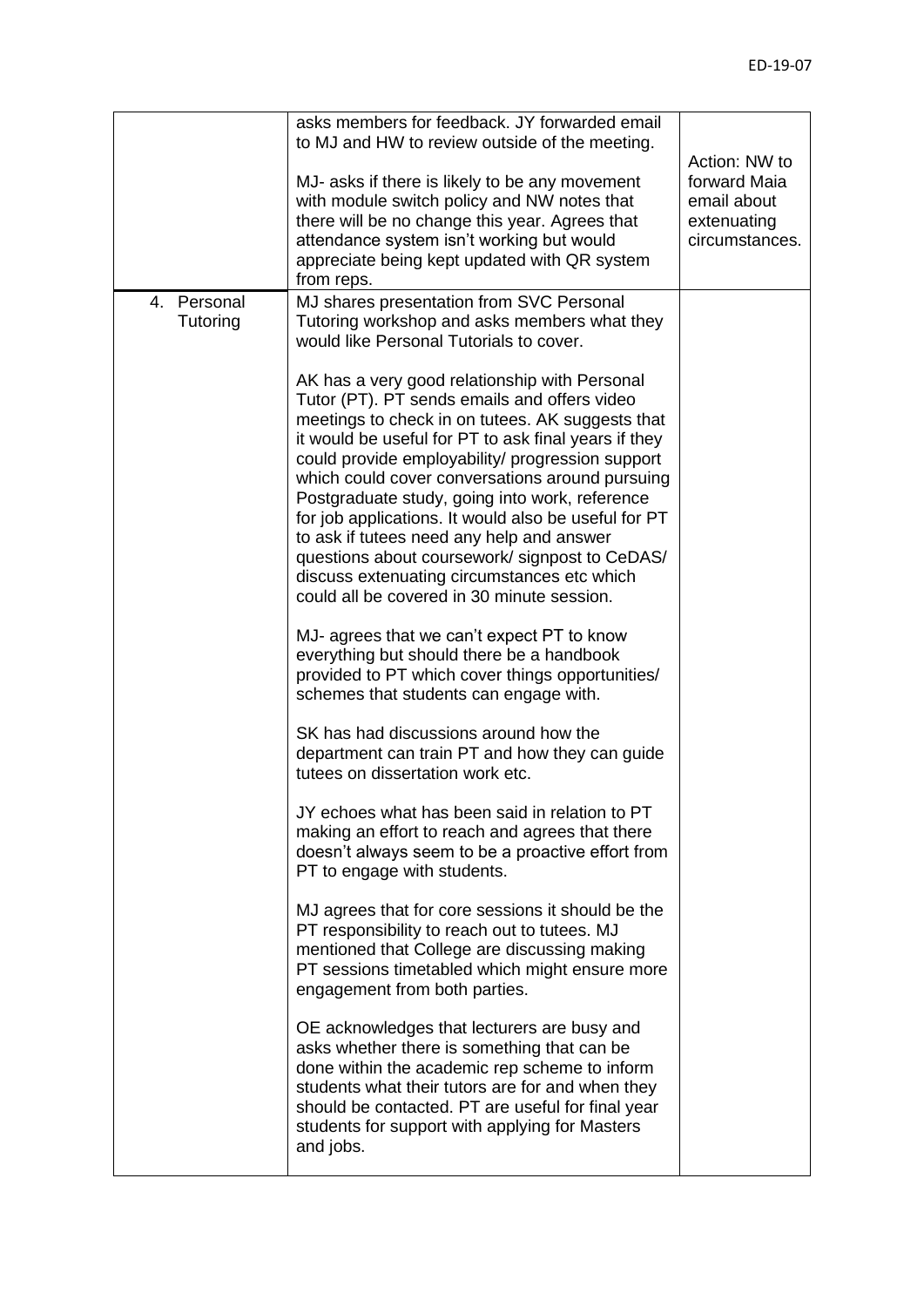| | | |
|---|---|---|
| | asks members for feedback. JY forwarded email to MJ and HW to review outside of the meeting.<br><br>MJ- asks if there is likely to be any movement with module switch policy and NW notes that there will be no change this year. Agrees that attendance system isn't working but would appreciate being kept updated with QR system from reps. | Action: NW to forward Maia email about extenuating circumstances. |
| 4. Personal Tutoring | MJ shares presentation from SVC Personal Tutoring workshop and asks members what they would like Personal Tutorials to cover.<br><br>AK has a very good relationship with Personal Tutor (PT). PT sends emails and offers video meetings to check in on tutees. AK suggests that it would be useful for PT to ask final years if they could provide employability/ progression support which could cover conversations around pursuing Postgraduate study, going into work, reference for job applications. It would also be useful for PT to ask if tutees need any help and answer questions about coursework/ signpost to CeDAS/ discuss extenuating circumstances etc which could all be covered in 30 minute session.<br><br>MJ- agrees that we can't expect PT to know everything but should there be a handbook provided to PT which cover things opportunities/ schemes that students can engage with.<br><br>SK has had discussions around how the department can train PT and how they can guide tutees on dissertation work etc.<br><br>JY echoes what has been said in relation to PT making an effort to reach and agrees that there doesn't always seem to be a proactive effort from PT to engage with students.<br><br>MJ agrees that for core sessions it should be the PT responsibility to reach out to tutees. MJ mentioned that College are discussing making PT sessions timetabled which might ensure more engagement from both parties.<br><br>OE acknowledges that lecturers are busy and asks whether there is something that can be done within the academic rep scheme to inform students what their tutors are for and when they should be contacted. PT are useful for final year students for support with applying for Masters and jobs. | |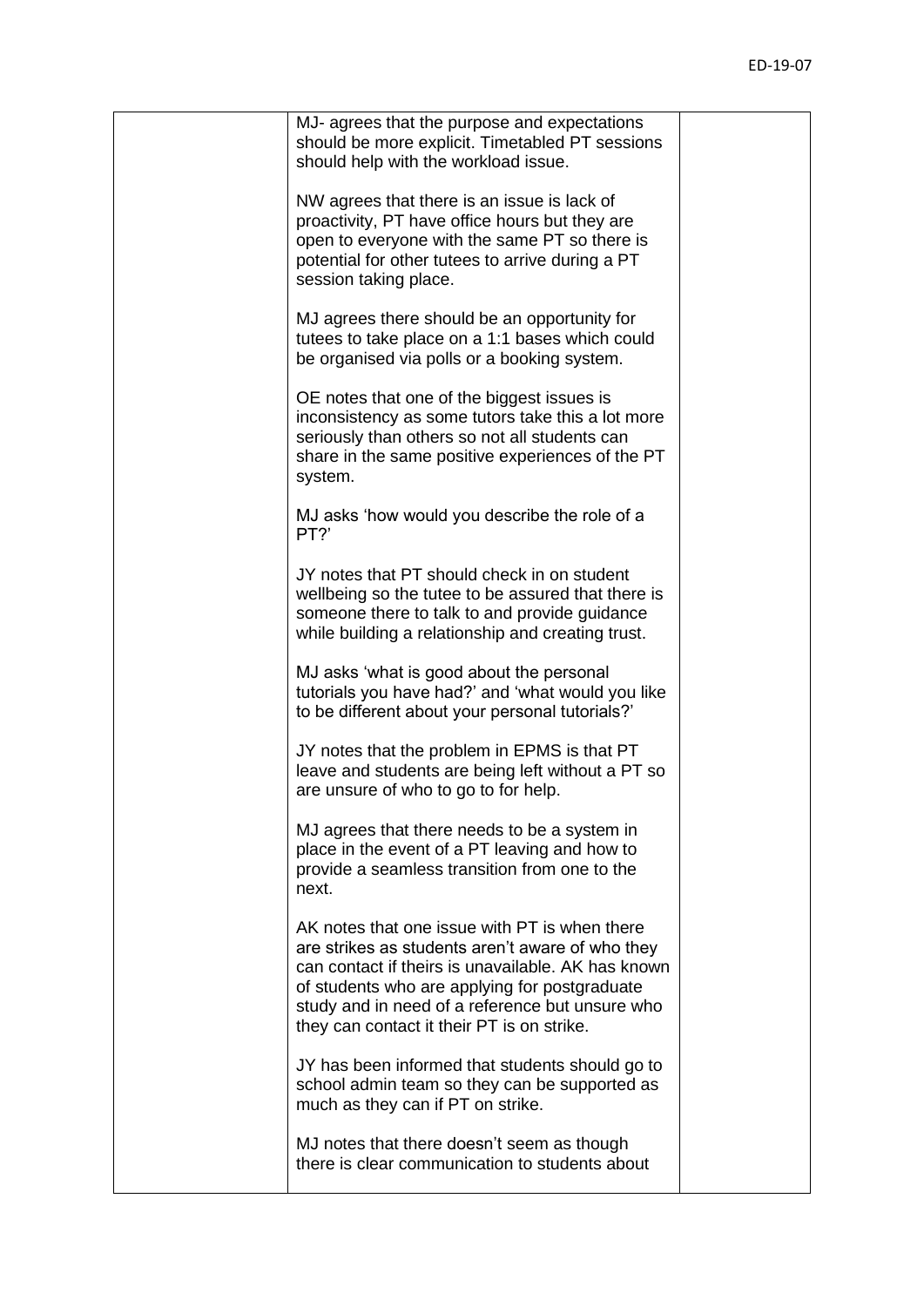|   |   |   |
|---|---|---|
|   | MJ- agrees that the purpose and expectations should be more explicit. Timetabled PT sessions should help with the workload issue.<br><br>NW agrees that there is an issue is lack of proactivity, PT have office hours but they are open to everyone with the same PT so there is potential for other tutees to arrive during a PT session taking place.<br><br>MJ agrees there should be an opportunity for tutees to take place on a 1:1 bases which could be organised via polls or a booking system.<br><br>OE notes that one of the biggest issues is inconsistency as some tutors take this a lot more seriously than others so not all students can share in the same positive experiences of the PT system.<br><br>MJ asks 'how would you describe the role of a PT?'<br><br>JY notes that PT should check in on student wellbeing so the tutee to be assured that there is someone there to talk to and provide guidance while building a relationship and creating trust.<br><br>MJ asks 'what is good about the personal tutorials you have had?' and 'what would you like to be different about your personal tutorials?'<br><br>JY notes that the problem in EPMS is that PT leave and students are being left without a PT so are unsure of who to go to for help.<br><br>MJ agrees that there needs to be a system in place in the event of a PT leaving and how to provide a seamless transition from one to the next.<br><br>AK notes that one issue with PT is when there are strikes as students aren't aware of who they can contact if theirs is unavailable. AK has known of students who are applying for postgraduate study and in need of a reference but unsure who they can contact it their PT is on strike.<br><br>JY has been informed that students should go to school admin team so they can be supported as much as they can if PT on strike.<br><br>MJ notes that there doesn't seem as though there is clear communication to students about |   |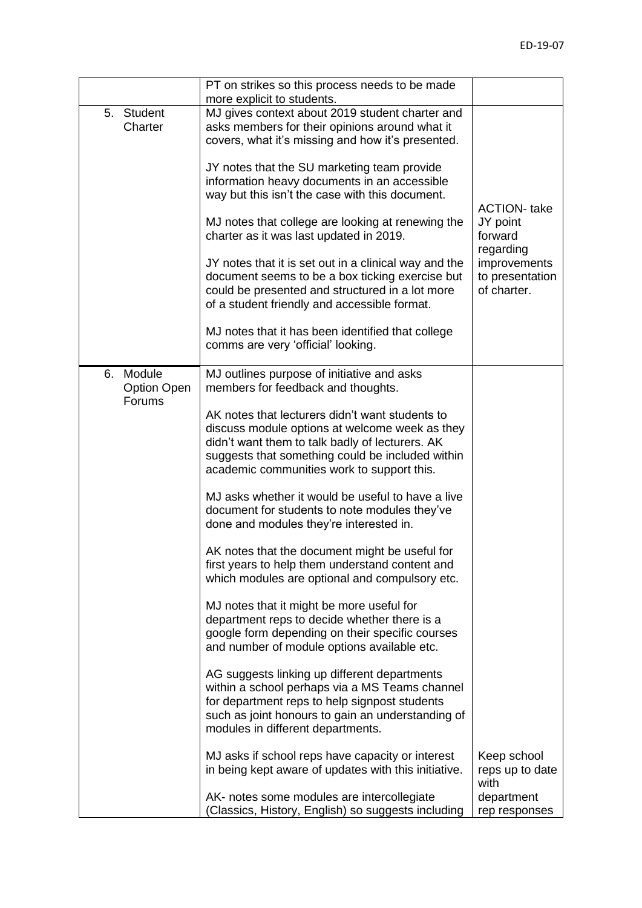| | | |
|---|---|---|
| | PT on strikes so this process needs to be made more explicit to students. | |
| 5. Student Charter | MJ gives context about 2019 student charter and asks members for their opinions around what it covers, what it's missing and how it's presented.<br><br>JY notes that the SU marketing team provide information heavy documents in an accessible way but this isn't the case with this document.<br><br>MJ notes that college are looking at renewing the charter as it was last updated in 2019.<br><br>JY notes that it is set out in a clinical way and the document seems to be a box ticking exercise but could be presented and structured in a lot more of a student friendly and accessible format.<br><br>MJ notes that it has been identified that college comms are very 'official' looking. | ACTION- take JY point forward regarding improvements to presentation of charter. |
| 6. Module Option Open Forums | MJ outlines purpose of initiative and asks members for feedback and thoughts.<br><br>AK notes that lecturers didn't want students to discuss module options at welcome week as they didn't want them to talk badly of lecturers. AK suggests that something could be included within academic communities work to support this.<br><br>MJ asks whether it would be useful to have a live document for students to note modules they've done and modules they're interested in.<br><br>AK notes that the document might be useful for first years to help them understand content and which modules are optional and compulsory etc.<br><br>MJ notes that it might be more useful for department reps to decide whether there is a google form depending on their specific courses and number of module options available etc.<br><br>AG suggests linking up different departments within a school perhaps via a MS Teams channel for department reps to help signpost students such as joint honours to gain an understanding of modules in different departments.<br><br>MJ asks if school reps have capacity or interest in being kept aware of updates with this initiative.<br><br>AK- notes some modules are intercollegiate (Classics, History, English) so suggests including | Keep school reps up to date with department rep responses |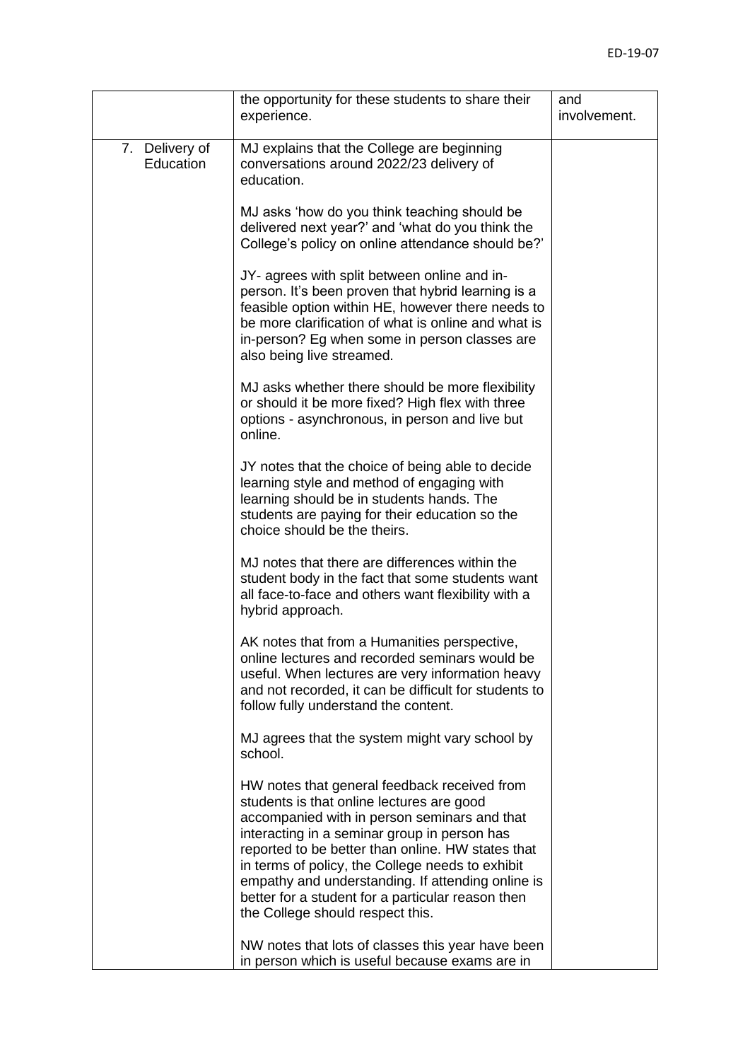| | | |
|---|---|---|
| | the opportunity for these students to share their experience. | and involvement. |
| 7. Delivery of Education | MJ explains that the College are beginning conversations around 2022/23 delivery of education.<br><br>MJ asks 'how do you think teaching should be delivered next year?' and 'what do you think the College's policy on online attendance should be?'<br><br>JY- agrees with split between online and in-person. It's been proven that hybrid learning is a feasible option within HE, however there needs to be more clarification of what is online and what is in-person? Eg when some in person classes are also being live streamed.<br><br>MJ asks whether there should be more flexibility or should it be more fixed? High flex with three options - asynchronous, in person and live but online.<br><br>JY notes that the choice of being able to decide learning style and method of engaging with learning should be in students hands. The students are paying for their education so the choice should be the theirs.<br><br>MJ notes that there are differences within the student body in the fact that some students want all face-to-face and others want flexibility with a hybrid approach.<br><br>AK notes that from a Humanities perspective, online lectures and recorded seminars would be useful. When lectures are very information heavy and not recorded, it can be difficult for students to follow fully understand the content.<br><br>MJ agrees that the system might vary school by school.<br><br>HW notes that general feedback received from students is that online lectures are good accompanied with in person seminars and that interacting in a seminar group in person has reported to be better than online. HW states that in terms of policy, the College needs to exhibit empathy and understanding. If attending online is better for a student for a particular reason then the College should respect this.<br><br>NW notes that lots of classes this year have been in person which is useful because exams are in | |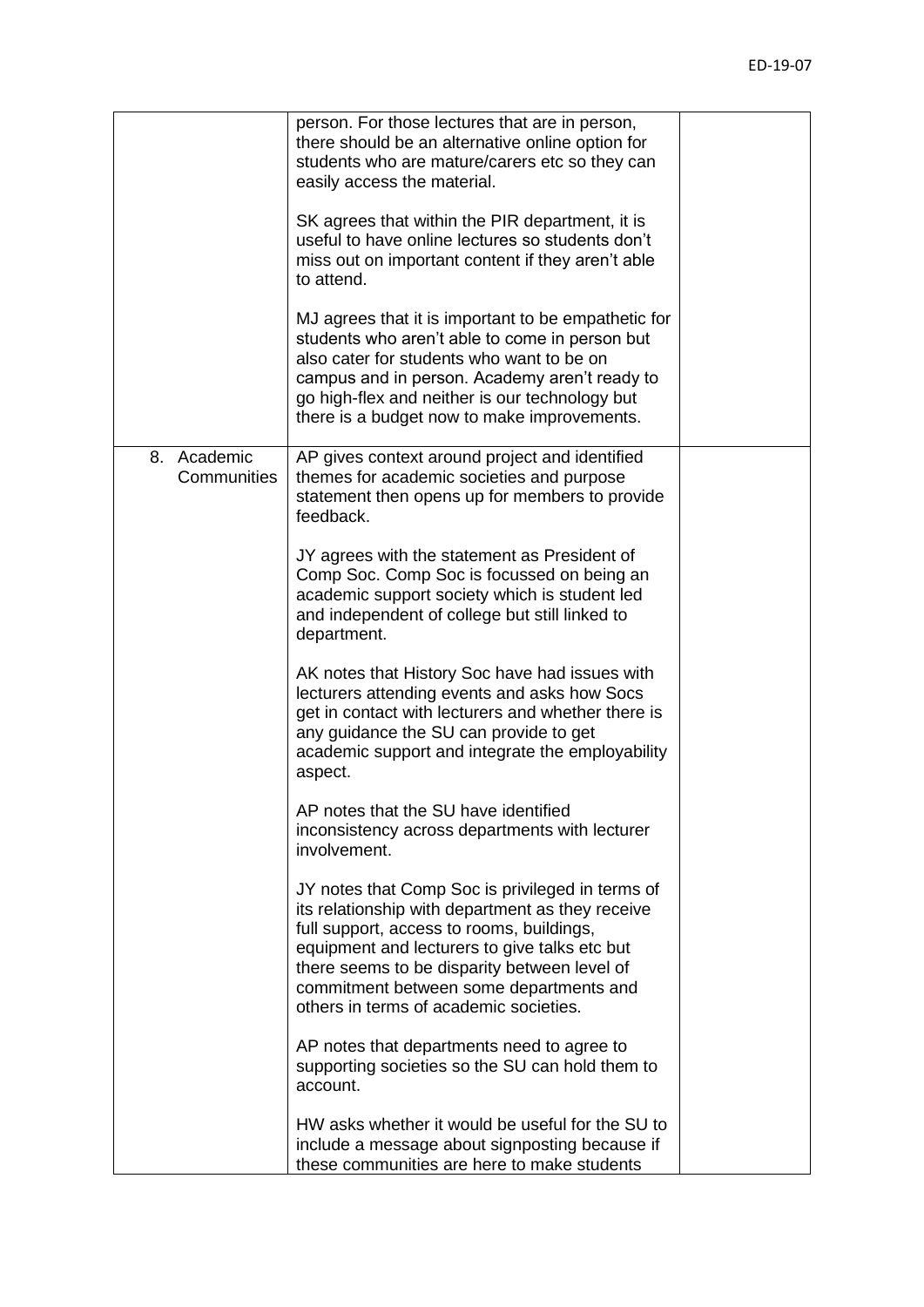| | | |
|---|---|---|
| | person. For those lectures that are in person, there should be an alternative online option for students who are mature/carers etc so they can easily access the material.<br><br>SK agrees that within the PIR department, it is useful to have online lectures so students don't miss out on important content if they aren't able to attend.<br><br>MJ agrees that it is important to be empathetic for students who aren't able to come in person but also cater for students who want to be on campus and in person. Academy aren't ready to go high-flex and neither is our technology but there is a budget now to make improvements. | |
| 8. Academic Communities | AP gives context around project and identified themes for academic societies and purpose statement then opens up for members to provide feedback.<br><br>JY agrees with the statement as President of Comp Soc. Comp Soc is focussed on being an academic support society which is student led and independent of college but still linked to department.<br><br>AK notes that History Soc have had issues with lecturers attending events and asks how Socs get in contact with lecturers and whether there is any guidance the SU can provide to get academic support and integrate the employability aspect.<br><br>AP notes that the SU have identified inconsistency across departments with lecturer involvement.<br><br>JY notes that Comp Soc is privileged in terms of its relationship with department as they receive full support, access to rooms, buildings, equipment and lecturers to give talks etc but there seems to be disparity between level of commitment between some departments and others in terms of academic societies.<br><br>AP notes that departments need to agree to supporting societies so the SU can hold them to account.<br><br>HW asks whether it would be useful for the SU to include a message about signposting because if these communities are here to make students | |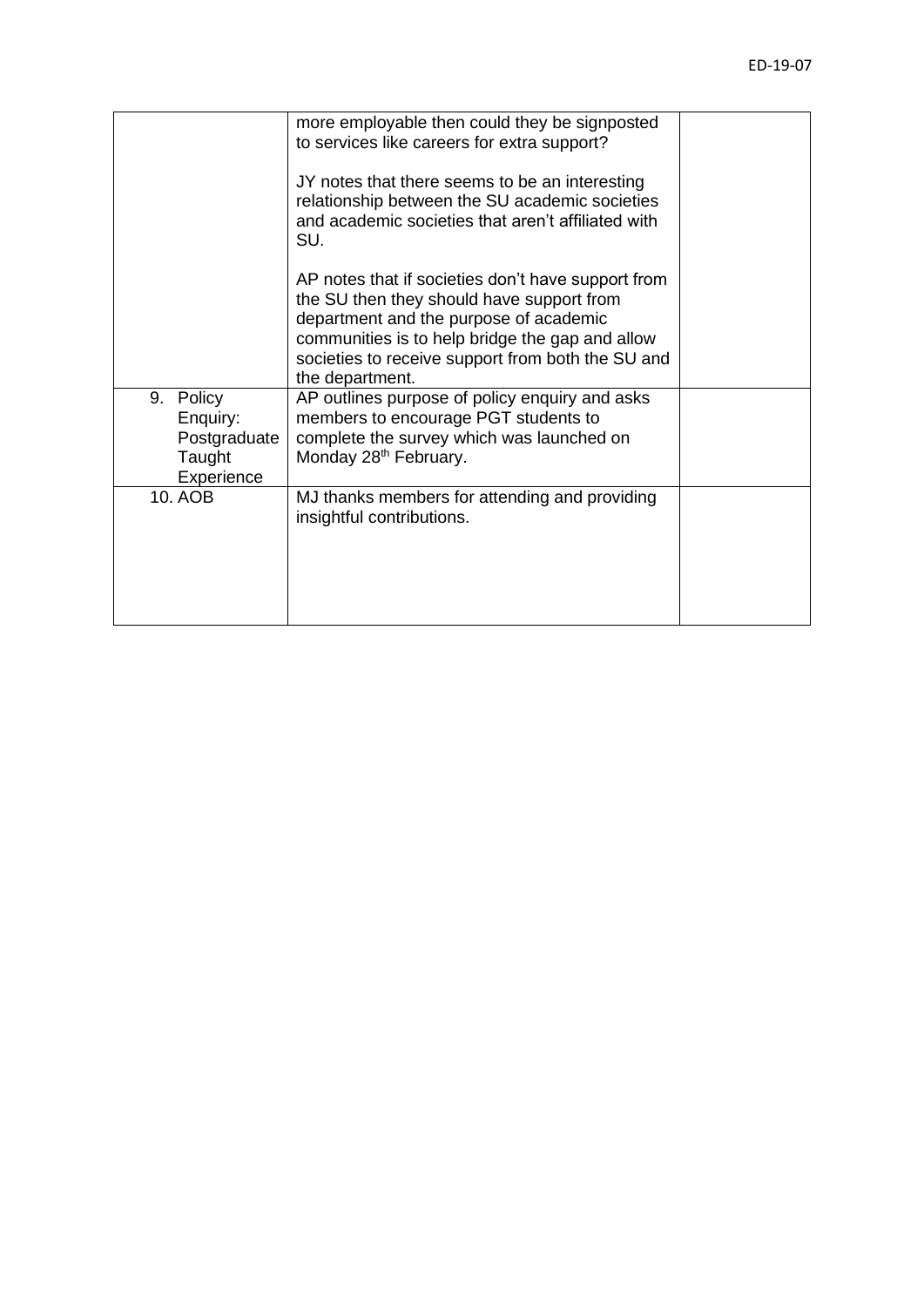| | | |
|---|---|---|
| | more employable then could they be signposted to services like careers for extra support?<br><br>JY notes that there seems to be an interesting relationship between the SU academic societies and academic societies that aren't affiliated with SU.<br><br>AP notes that if societies don't have support from the SU then they should have support from department and the purpose of academic communities is to help bridge the gap and allow societies to receive support from both the SU and the department. | |
| 9. Policy Enquiry: Postgraduate Taught Experience | AP outlines purpose of policy enquiry and asks members to encourage PGT students to complete the survey which was launched on Monday 28th February. | |
| 10. AOB | MJ thanks members for attending and providing insightful contributions. | |